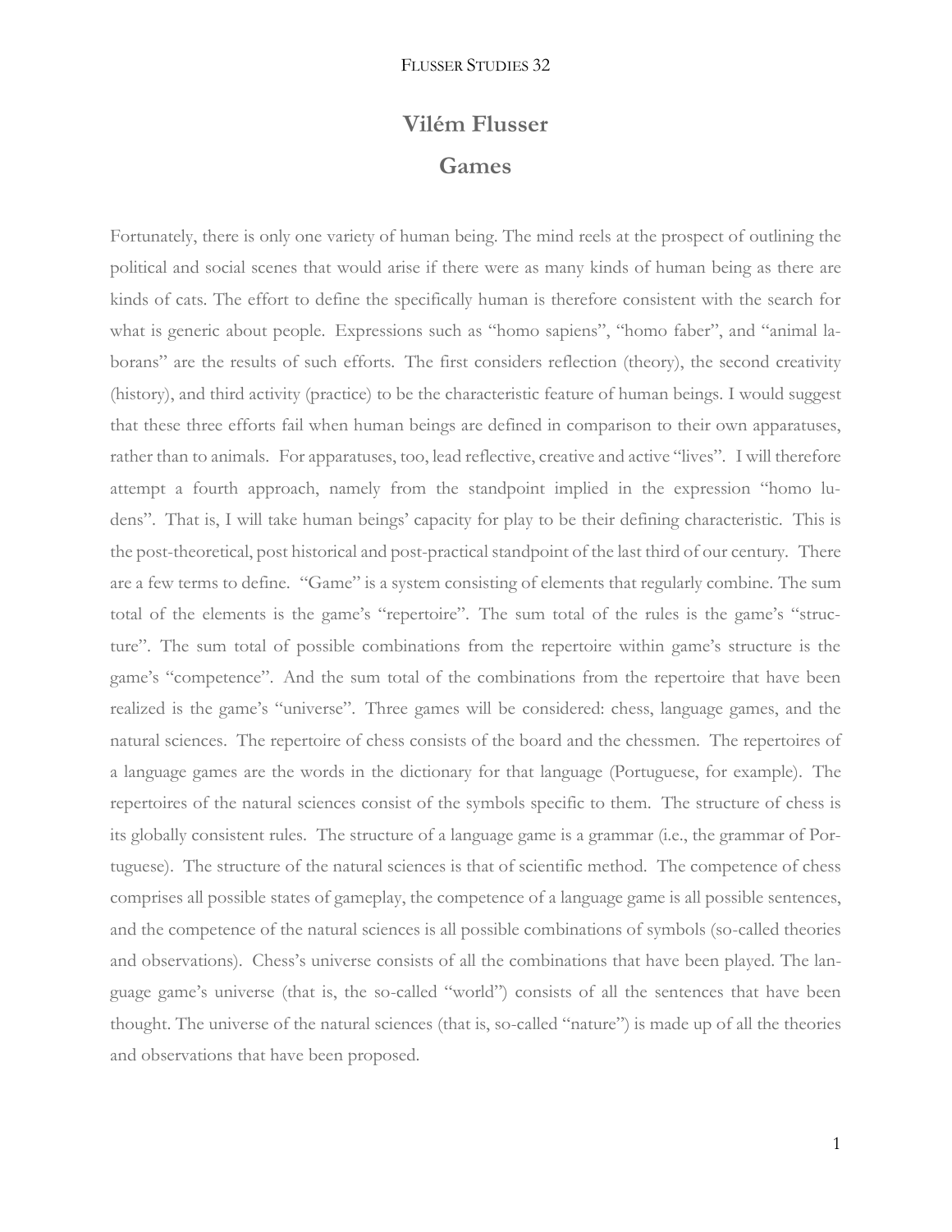# Vilém Flusser

## Games

Fortunately, there is only one variety of human being. The mind reels at the prospect of outlining the political and social scenes that would arise if there were as many kinds of human being as there are kinds of cats. The effort to define the specifically human is therefore consistent with the search for what is generic about people. Expressions such as "homo sapiens", "homo faber", and "animal laborans" are the results of such efforts. The first considers reflection (theory), the second creativity (history), and third activity (practice) to be the characteristic feature of human beings. I would suggest that these three efforts fail when human beings are defined in comparison to their own apparatuses, rather than to animals. For apparatuses, too, lead reflective, creative and active "lives". I will therefore attempt a fourth approach, namely from the standpoint implied in the expression "homo ludens". That is, I will take human beings' capacity for play to be their defining characteristic. This is the post-theoretical, post historical and post-practical standpoint of the last third of our century. There are a few terms to define. "Game" is a system consisting of elements that regularly combine. The sum total of the elements is the game's "repertoire". The sum total of the rules is the game's "structure". The sum total of possible combinations from the repertoire within game's structure is the game's "competence". And the sum total of the combinations from the repertoire that have been realized is the game's "universe". Three games will be considered: chess, language games, and the natural sciences. The repertoire of chess consists of the board and the chessmen. The repertoires of a language games are the words in the dictionary for that language (Portuguese, for example). The repertoires of the natural sciences consist of the symbols specific to them. The structure of chess is its globally consistent rules. The structure of a language game is a grammar (i.e., the grammar of Portuguese). The structure of the natural sciences is that of scientific method. The competence of chess comprises all possible states of gameplay, the competence of a language game is all possible sentences, and the competence of the natural sciences is all possible combinations of symbols (so-called theories and observations). Chess's universe consists of all the combinations that have been played. The language game's universe (that is, the so-called "world") consists of all the sentences that have been thought. The universe of the natural sciences (that is, so-called "nature") is made up of all the theories and observations that have been proposed.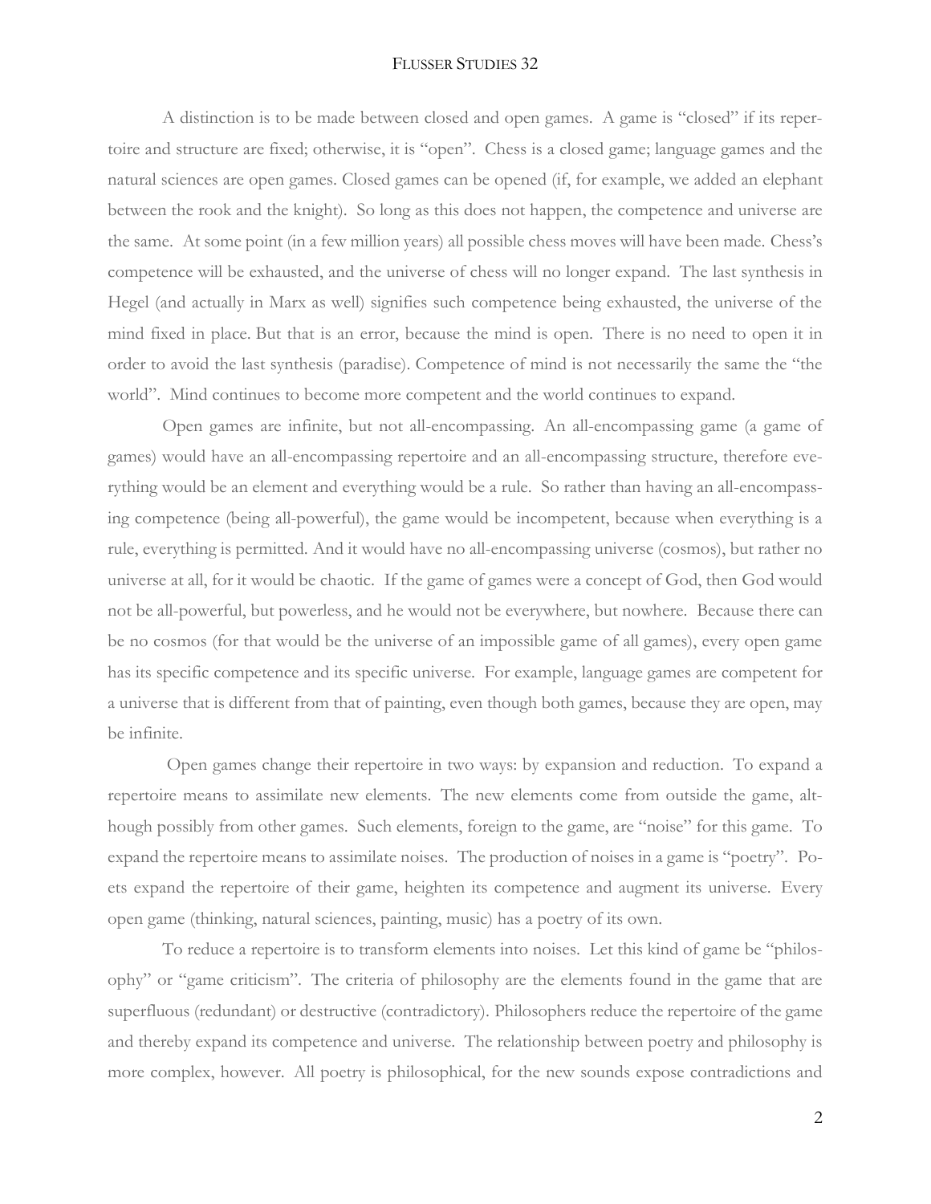A distinction is to be made between closed and open games. A game is "closed" if its repertoire and structure are fixed; otherwise, it is "open". Chess is a closed game; language games and the natural sciences are open games. Closed games can be opened (if, for example, we added an elephant between the rook and the knight). So long as this does not happen, the competence and universe are the same. At some point (in a few million years) all possible chess moves will have been made. Chess's competence will be exhausted, and the universe of chess will no longer expand. The last synthesis in Hegel (and actually in Marx as well) signifies such competence being exhausted, the universe of the mind fixed in place. But that is an error, because the mind is open. There is no need to open it in order to avoid the last synthesis (paradise). Competence of mind is not necessarily the same the "the world". Mind continues to become more competent and the world continues to expand.

Open games are infinite, but not all-encompassing. An all-encompassing game (a game of games) would have an all-encompassing repertoire and an all-encompassing structure, therefore everything would be an element and everything would be a rule. So rather than having an all-encompassing competence (being all-powerful), the game would be incompetent, because when everything is a rule, everything is permitted. And it would have no all-encompassing universe (cosmos), but rather no universe at all, for it would be chaotic. If the game of games were a concept of God, then God would not be all-powerful, but powerless, and he would not be everywhere, but nowhere. Because there can be no cosmos (for that would be the universe of an impossible game of all games), every open game has its specific competence and its specific universe. For example, language games are competent for a universe that is different from that of painting, even though both games, because they are open, may be infinite.

Open games change their repertoire in two ways: by expansion and reduction. To expand a repertoire means to assimilate new elements. The new elements come from outside the game, although possibly from other games. Such elements, foreign to the game, are "noise" for this game. To expand the repertoire means to assimilate noises. The production of noises in a game is "poetry". Poets expand the repertoire of their game, heighten its competence and augment its universe. Every open game (thinking, natural sciences, painting, music) has a poetry of its own.

To reduce a repertoire is to transform elements into noises. Let this kind of game be "philosophy" or "game criticism". The criteria of philosophy are the elements found in the game that are superfluous (redundant) or destructive (contradictory). Philosophers reduce the repertoire of the game and thereby expand its competence and universe. The relationship between poetry and philosophy is more complex, however. All poetry is philosophical, for the new sounds expose contradictions and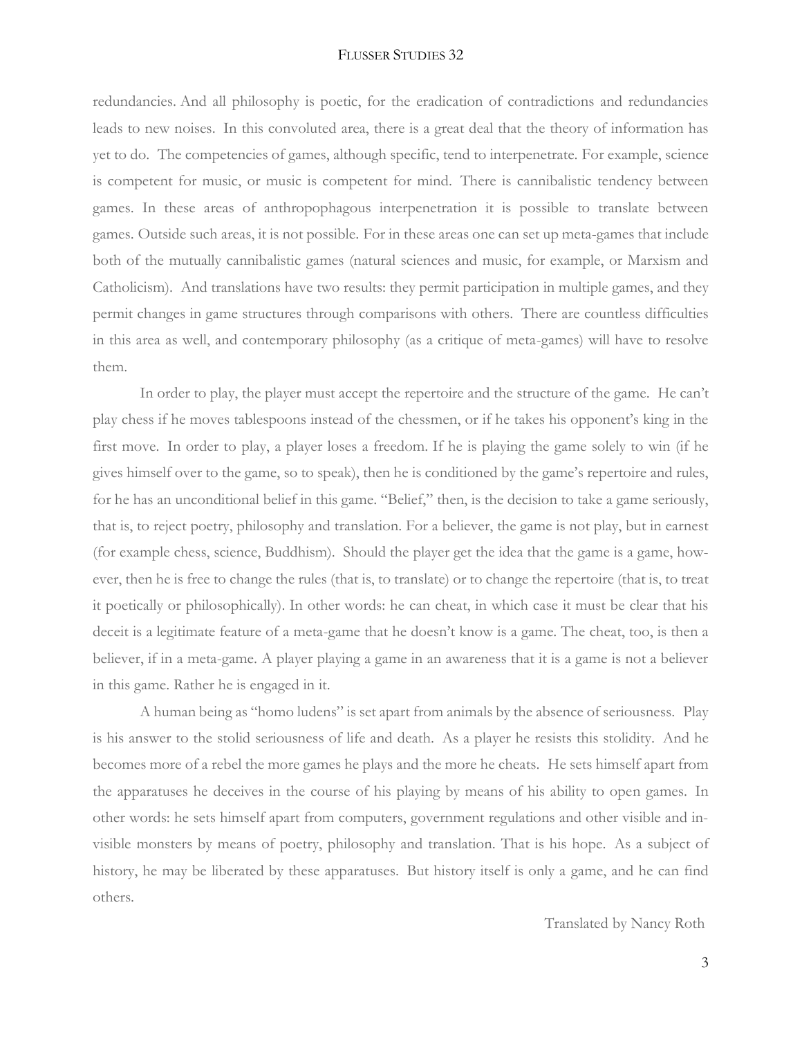redundancies. And all philosophy is poetic, for the eradication of contradictions and redundancies leads to new noises. In this convoluted area, there is a great deal that the theory of information has yet to do. The competencies of games, although specific, tend to interpenetrate. For example, science is competent for music, or music is competent for mind. There is cannibalistic tendency between games. In these areas of anthropophagous interpenetration it is possible to translate between games. Outside such areas, it is not possible. For in these areas one can set up meta-games that include both of the mutually cannibalistic games (natural sciences and music, for example, or Marxism and Catholicism). And translations have two results: they permit participation in multiple games, and they permit changes in game structures through comparisons with others. There are countless difficulties in this area as well, and contemporary philosophy (as a critique of meta-games) will have to resolve them.

In order to play, the player must accept the repertoire and the structure of the game. He can't play chess if he moves tablespoons instead of the chessmen, or if he takes his opponent's king in the first move. In order to play, a player loses a freedom. If he is playing the game solely to win (if he gives himself over to the game, so to speak), then he is conditioned by the game's repertoire and rules, for he has an unconditional belief in this game. "Belief," then, is the decision to take a game seriously, that is, to reject poetry, philosophy and translation. For a believer, the game is not play, but in earnest (for example chess, science, Buddhism). Should the player get the idea that the game is a game, however, then he is free to change the rules (that is, to translate) or to change the repertoire (that is, to treat it poetically or philosophically). In other words: he can cheat, in which case it must be clear that his deceit is a legitimate feature of a meta-game that he doesn't know is a game. The cheat, too, is then a believer, if in a meta-game. A player playing a game in an awareness that it is a game is not a believer in this game. Rather he is engaged in it.

A human being as "homo ludens" is set apart from animals by the absence of seriousness. Play is his answer to the stolid seriousness of life and death. As a player he resists this stolidity. And he becomes more of a rebel the more games he plays and the more he cheats. He sets himself apart from the apparatuses he deceives in the course of his playing by means of his ability to open games. In other words: he sets himself apart from computers, government regulations and other visible and invisible monsters by means of poetry, philosophy and translation. That is his hope. As a subject of history, he may be liberated by these apparatuses. But history itself is only a game, and he can find others.

Translated by Nancy Roth